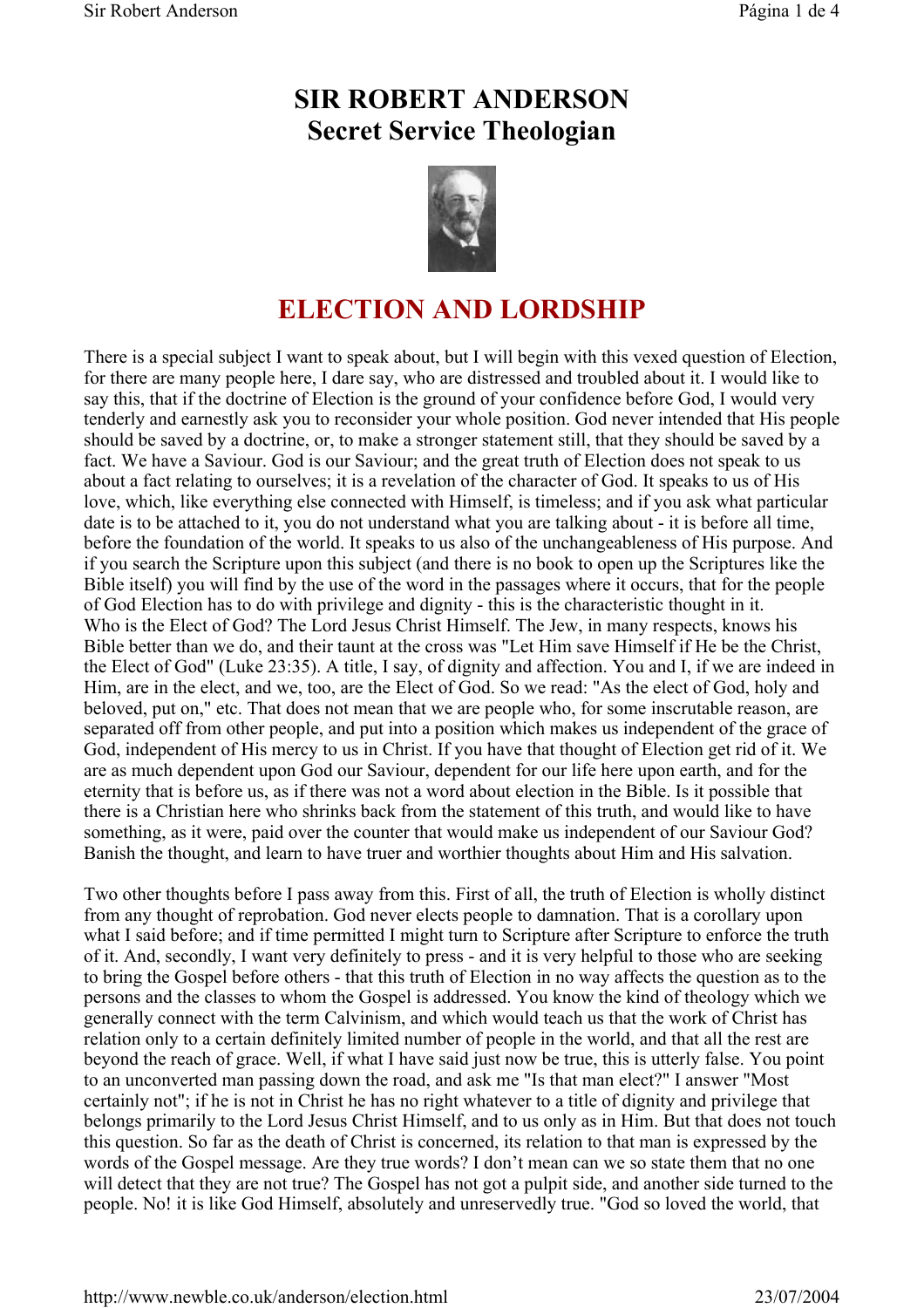# SIR ROBERT ANDERSON
# Secret Service Theologian

## ELECTION AND LORDSHIP

There is a special subject I want to speak about, but I will begin with this vexed question of Election, for there are many people here, I dare say, who are distressed and troubled about it. I would like to say this, that if the doctrine of Election is the ground of your confidence before God, I would very tenderly and earnestly ask you to reconsider your whole position. God never intended that His people should be saved by a doctrine, or, to make a stronger statement still, that they should be saved by a fact. We have a Saviour. God is our Saviour; and the great truth of Election does not speak to us about a fact relating to ourselves; it is a revelation of the character of God. It speaks to us of His love, which, like everything else connected with Himself, is timeless; and if you ask what particular date is to be attached to it, you do not understand what you are talking about - it is before all time, before the foundation of the world. It speaks to us also of the unchangeableness of His purpose. And if you search the Scripture upon this subject (and there is no book to open up the Scriptures like the Bible itself) you will find by the use of the word in the passages where it occurs, that for the people of God Election has to do with privilege and dignity - this is the characteristic thought in it.

Who is the Elect of God? The Lord Jesus Christ Himself. The Jew, in many respects, knows his Bible better than we do, and their taunt at the cross was "Let Him save Himself if He be the Christ, the Elect of God" (Luke 23:35). A title, I say, of dignity and affection. You and I, if we are indeed in Him, are in the elect, and we, too, are the Elect of God. So we read: "As the elect of God, holy and beloved, put on," etc. That does not mean that we are people who, for some inscrutable reason, are separated off from other people, and put into a position which makes us independent of the grace of God, independent of His mercy to us in Christ. If you have that thought of Election get rid of it. We are as much dependent upon God our Saviour, dependent for our life here upon earth, and for the eternity that is before us, as if there was not a word about election in the Bible. Is it possible that there is a Christian here who shrinks back from the statement of this truth, and would like to have something, as it were, paid over the counter that would make us independent of our Saviour God? Banish the thought, and learn to have truer and worthier thoughts about Him and His salvation.

Two other thoughts before I pass away from this. First of all, the truth of Election is wholly distinct from any thought of reprobation. God never elects people to damnation. That is a corollary upon what I said before; and if time permitted I might turn to Scripture after Scripture to enforce the truth of it. And, secondly, I want very definitely to press - and it is very helpful to those who are seeking to bring the Gospel before others - that this truth of Election in no way affects the question as to the persons and the classes to whom the Gospel is addressed. You know the kind of theology which we generally connect with the term Calvinism, and which would teach us that the work of Christ has relation only to a certain definitely limited number of people in the world, and that all the rest are beyond the reach of grace. Well, if what I have said just now be true, this is utterly false. You point to an unconverted man passing down the road, and ask me "Is that man elect?" I answer "Most certainly not"; if he is not in Christ he has no right whatever to a title of dignity and privilege that belongs primarily to the Lord Jesus Christ Himself, and to us only as in Him. But that does not touch this question. So far as the death of Christ is concerned, its relation to that man is expressed by the words of the Gospel message. Are they true words? I don't mean can we so state them that no one will detect that they are not true? The Gospel has not got a pulpit side, and another side turned to the people. No! it is like God Himself, absolutely and unreservedly true. "God so loved the world, that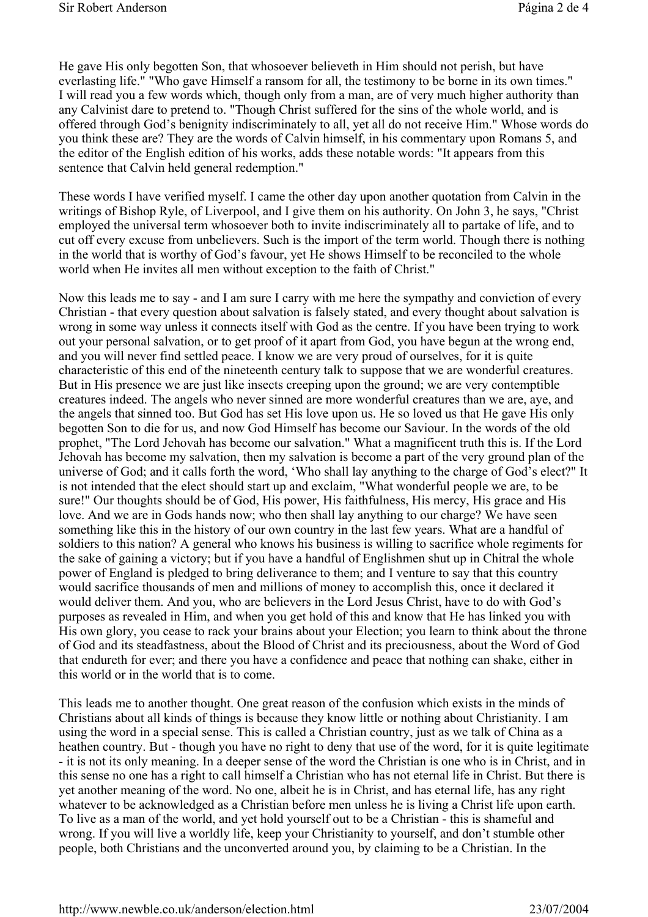He gave His only begotten Son, that whosoever believeth in Him should not perish, but have everlasting life." "Who gave Himself a ransom for all, the testimony to be borne in its own times." I will read you a few words which, though only from a man, are of very much higher authority than any Calvinist dare to pretend to. "Though Christ suffered for the sins of the whole world, and is offered through God's benignity indiscriminately to all, yet all do not receive Him." Whose words do you think these are? They are the words of Calvin himself, in his commentary upon Romans 5, and the editor of the English edition of his works, adds these notable words: "It appears from this sentence that Calvin held general redemption."

These words I have verified myself. I came the other day upon another quotation from Calvin in the writings of Bishop Ryle, of Liverpool, and I give them on his authority. On John 3, he says, "Christ employed the universal term whosoever both to invite indiscriminately all to partake of life, and to cut off every excuse from unbelievers. Such is the import of the term world. Though there is nothing in the world that is worthy of God's favour, yet He shows Himself to be reconciled to the whole world when He invites all men without exception to the faith of Christ."

Now this leads me to say - and I am sure I carry with me here the sympathy and conviction of every Christian - that every question about salvation is falsely stated, and every thought about salvation is wrong in some way unless it connects itself with God as the centre. If you have been trying to work out your personal salvation, or to get proof of it apart from God, you have begun at the wrong end, and you will never find settled peace. I know we are very proud of ourselves, for it is quite characteristic of this end of the nineteenth century talk to suppose that we are wonderful creatures. But in His presence we are just like insects creeping upon the ground; we are very contemptible creatures indeed. The angels who never sinned are more wonderful creatures than we are, aye, and the angels that sinned too. But God has set His love upon us. He so loved us that He gave His only begotten Son to die for us, and now God Himself has become our Saviour. In the words of the old prophet, "The Lord Jehovah has become our salvation." What a magnificent truth this is. If the Lord Jehovah has become my salvation, then my salvation is become a part of the very ground plan of the universe of God; and it calls forth the word, 'Who shall lay anything to the charge of God's elect?" It is not intended that the elect should start up and exclaim, "What wonderful people we are, to be sure!" Our thoughts should be of God, His power, His faithfulness, His mercy, His grace and His love. And we are in Gods hands now; who then shall lay anything to our charge? We have seen something like this in the history of our own country in the last few years. What are a handful of soldiers to this nation? A general who knows his business is willing to sacrifice whole regiments for the sake of gaining a victory; but if you have a handful of Englishmen shut up in Chitral the whole power of England is pledged to bring deliverance to them; and I venture to say that this country would sacrifice thousands of men and millions of money to accomplish this, once it declared it would deliver them. And you, who are believers in the Lord Jesus Christ, have to do with God's purposes as revealed in Him, and when you get hold of this and know that He has linked you with His own glory, you cease to rack your brains about your Election; you learn to think about the throne of God and its steadfastness, about the Blood of Christ and its preciousness, about the Word of God that endureth for ever; and there you have a confidence and peace that nothing can shake, either in this world or in the world that is to come.

This leads me to another thought. One great reason of the confusion which exists in the minds of Christians about all kinds of things is because they know little or nothing about Christianity. I am using the word in a special sense. This is called a Christian country, just as we talk of China as a heathen country. But - though you have no right to deny that use of the word, for it is quite legitimate - it is not its only meaning. In a deeper sense of the word the Christian is one who is in Christ, and in this sense no one has a right to call himself a Christian who has not eternal life in Christ. But there is yet another meaning of the word. No one, albeit he is in Christ, and has eternal life, has any right whatever to be acknowledged as a Christian before men unless he is living a Christ life upon earth. To live as a man of the world, and yet hold yourself out to be a Christian - this is shameful and wrong. If you will live a worldly life, keep your Christianity to yourself, and don't stumble other people, both Christians and the unconverted around you, by claiming to be a Christian. In the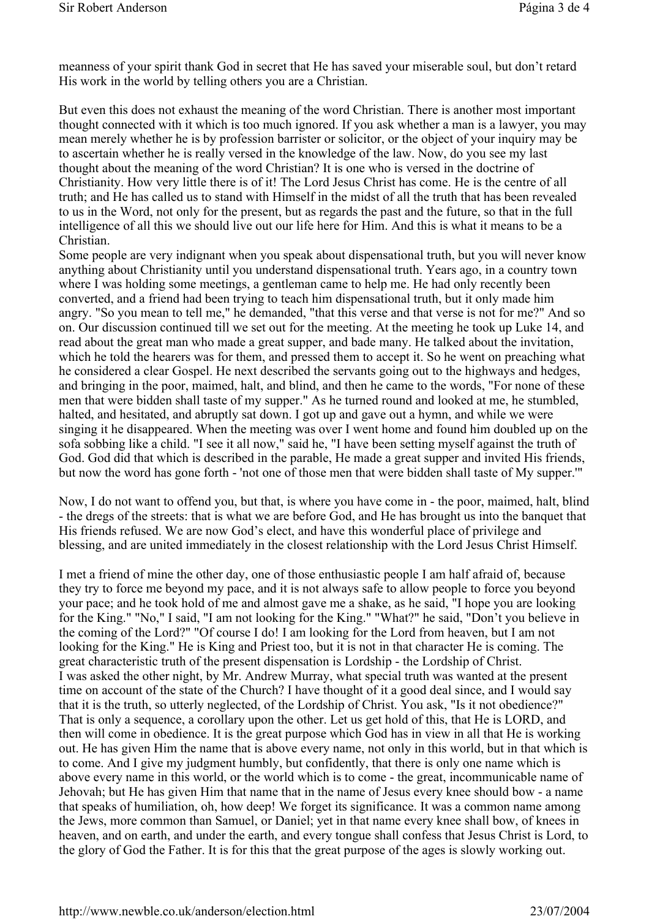meanness of your spirit thank God in secret that He has saved your miserable soul, but don't retard His work in the world by telling others you are a Christian.

But even this does not exhaust the meaning of the word Christian. There is another most important thought connected with it which is too much ignored. If you ask whether a man is a lawyer, you may mean merely whether he is by profession barrister or solicitor, or the object of your inquiry may be to ascertain whether he is really versed in the knowledge of the law. Now, do you see my last thought about the meaning of the word Christian? It is one who is versed in the doctrine of Christianity. How very little there is of it! The Lord Jesus Christ has come. He is the centre of all truth; and He has called us to stand with Himself in the midst of all the truth that has been revealed to us in the Word, not only for the present, but as regards the past and the future, so that in the full intelligence of all this we should live out our life here for Him. And this is what it means to be a Christian.

Some people are very indignant when you speak about dispensational truth, but you will never know anything about Christianity until you understand dispensational truth. Years ago, in a country town where I was holding some meetings, a gentleman came to help me. He had only recently been converted, and a friend had been trying to teach him dispensational truth, but it only made him angry. "So you mean to tell me," he demanded, "that this verse and that verse is not for me?" And so on. Our discussion continued till we set out for the meeting. At the meeting he took up Luke 14, and read about the great man who made a great supper, and bade many. He talked about the invitation, which he told the hearers was for them, and pressed them to accept it. So he went on preaching what he considered a clear Gospel. He next described the servants going out to the highways and hedges, and bringing in the poor, maimed, halt, and blind, and then he came to the words, "For none of these men that were bidden shall taste of my supper." As he turned round and looked at me, he stumbled, halted, and hesitated, and abruptly sat down. I got up and gave out a hymn, and while we were singing it he disappeared. When the meeting was over I went home and found him doubled up on the sofa sobbing like a child. "I see it all now," said he, "I have been setting myself against the truth of God. God did that which is described in the parable, He made a great supper and invited His friends, but now the word has gone forth - 'not one of those men that were bidden shall taste of My supper.'"

Now, I do not want to offend you, but that, is where you have come in - the poor, maimed, halt, blind - the dregs of the streets: that is what we are before God, and He has brought us into the banquet that His friends refused. We are now God's elect, and have this wonderful place of privilege and blessing, and are united immediately in the closest relationship with the Lord Jesus Christ Himself.

I met a friend of mine the other day, one of those enthusiastic people I am half afraid of, because they try to force me beyond my pace, and it is not always safe to allow people to force you beyond your pace; and he took hold of me and almost gave me a shake, as he said, "I hope you are looking for the King." "No," I said, "I am not looking for the King." "What?" he said, "Don't you believe in the coming of the Lord?" "Of course I do! I am looking for the Lord from heaven, but I am not looking for the King." He is King and Priest too, but it is not in that character He is coming. The great characteristic truth of the present dispensation is Lordship - the Lordship of Christ.

I was asked the other night, by Mr. Andrew Murray, what special truth was wanted at the present time on account of the state of the Church? I have thought of it a good deal since, and I would say that it is the truth, so utterly neglected, of the Lordship of Christ. You ask, "Is it not obedience?" That is only a sequence, a corollary upon the other. Let us get hold of this, that He is LORD, and then will come in obedience. It is the great purpose which God has in view in all that He is working out. He has given Him the name that is above every name, not only in this world, but in that which is to come. And I give my judgment humbly, but confidently, that there is only one name which is above every name in this world, or the world which is to come - the great, incommunicable name of Jehovah; but He has given Him that name that in the name of Jesus every knee should bow - a name that speaks of humiliation, oh, how deep! We forget its significance. It was a common name among the Jews, more common than Samuel, or Daniel; yet in that name every knee shall bow, of knees in heaven, and on earth, and under the earth, and every tongue shall confess that Jesus Christ is Lord, to the glory of God the Father. It is for this that the great purpose of the ages is slowly working out.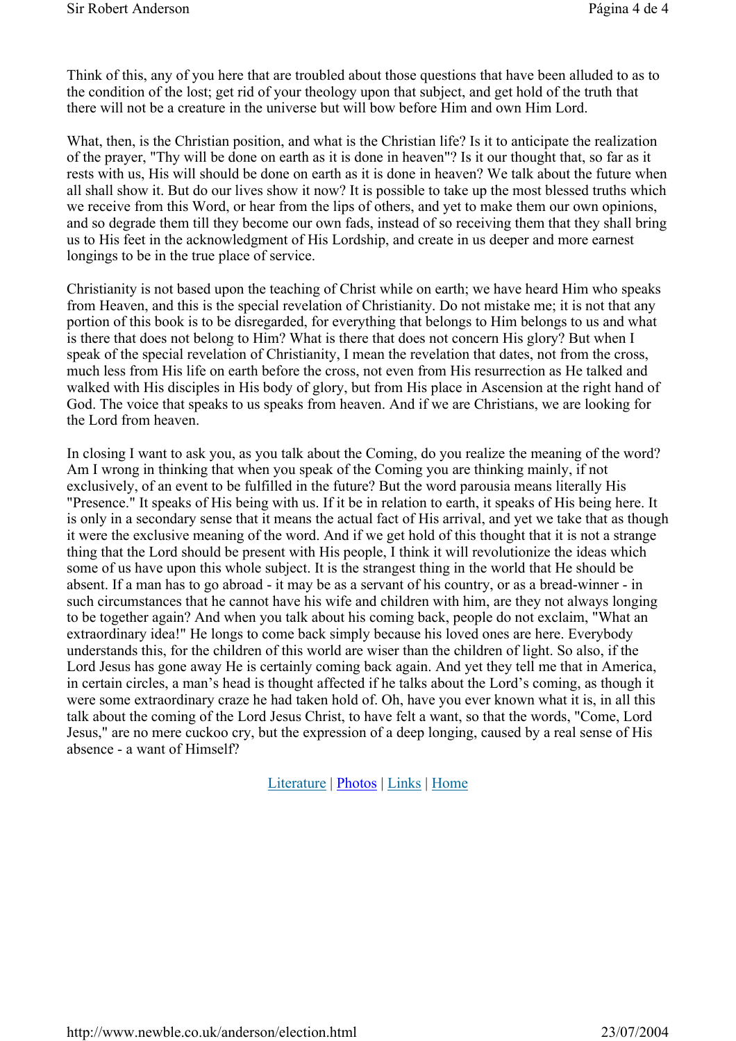Think of this, any of you here that are troubled about those questions that have been alluded to as to the condition of the lost; get rid of your theology upon that subject, and get hold of the truth that there will not be a creature in the universe but will bow before Him and own Him Lord.

What, then, is the Christian position, and what is the Christian life? Is it to anticipate the realization of the prayer, "Thy will be done on earth as it is done in heaven"? Is it our thought that, so far as it rests with us, His will should be done on earth as it is done in heaven? We talk about the future when all shall show it. But do our lives show it now? It is possible to take up the most blessed truths which we receive from this Word, or hear from the lips of others, and yet to make them our own opinions, and so degrade them till they become our own fads, instead of so receiving them that they shall bring us to His feet in the acknowledgment of His Lordship, and create in us deeper and more earnest longings to be in the true place of service.

Christianity is not based upon the teaching of Christ while on earth; we have heard Him who speaks from Heaven, and this is the special revelation of Christianity. Do not mistake me; it is not that any portion of this book is to be disregarded, for everything that belongs to Him belongs to us and what is there that does not belong to Him? What is there that does not concern His glory? But when I speak of the special revelation of Christianity, I mean the revelation that dates, not from the cross, much less from His life on earth before the cross, not even from His resurrection as He talked and walked with His disciples in His body of glory, but from His place in Ascension at the right hand of God. The voice that speaks to us speaks from heaven. And if we are Christians, we are looking for the Lord from heaven.

In closing I want to ask you, as you talk about the Coming, do you realize the meaning of the word? Am I wrong in thinking that when you speak of the Coming you are thinking mainly, if not exclusively, of an event to be fulfilled in the future? But the word parousia means literally His "Presence." It speaks of His being with us. If it be in relation to earth, it speaks of His being here. It is only in a secondary sense that it means the actual fact of His arrival, and yet we take that as though it were the exclusive meaning of the word. And if we get hold of this thought that it is not a strange thing that the Lord should be present with His people, I think it will revolutionize the ideas which some of us have upon this whole subject. It is the strangest thing in the world that He should be absent. If a man has to go abroad - it may be as a servant of his country, or as a bread-winner - in such circumstances that he cannot have his wife and children with him, are they not always longing to be together again? And when you talk about his coming back, people do not exclaim, "What an extraordinary idea!" He longs to come back simply because his loved ones are here. Everybody understands this, for the children of this world are wiser than the children of light. So also, if the Lord Jesus has gone away He is certainly coming back again. And yet they tell me that in America, in certain circles, a man's head is thought affected if he talks about the Lord's coming, as though it were some extraordinary craze he had taken hold of. Oh, have you ever known what it is, in all this talk about the coming of the Lord Jesus Christ, to have felt a want, so that the words, "Come, Lord Jesus," are no mere cuckoo cry, but the expression of a deep longing, caused by a real sense of His absence - a want of Himself?

Literature | Photos | Links | Home